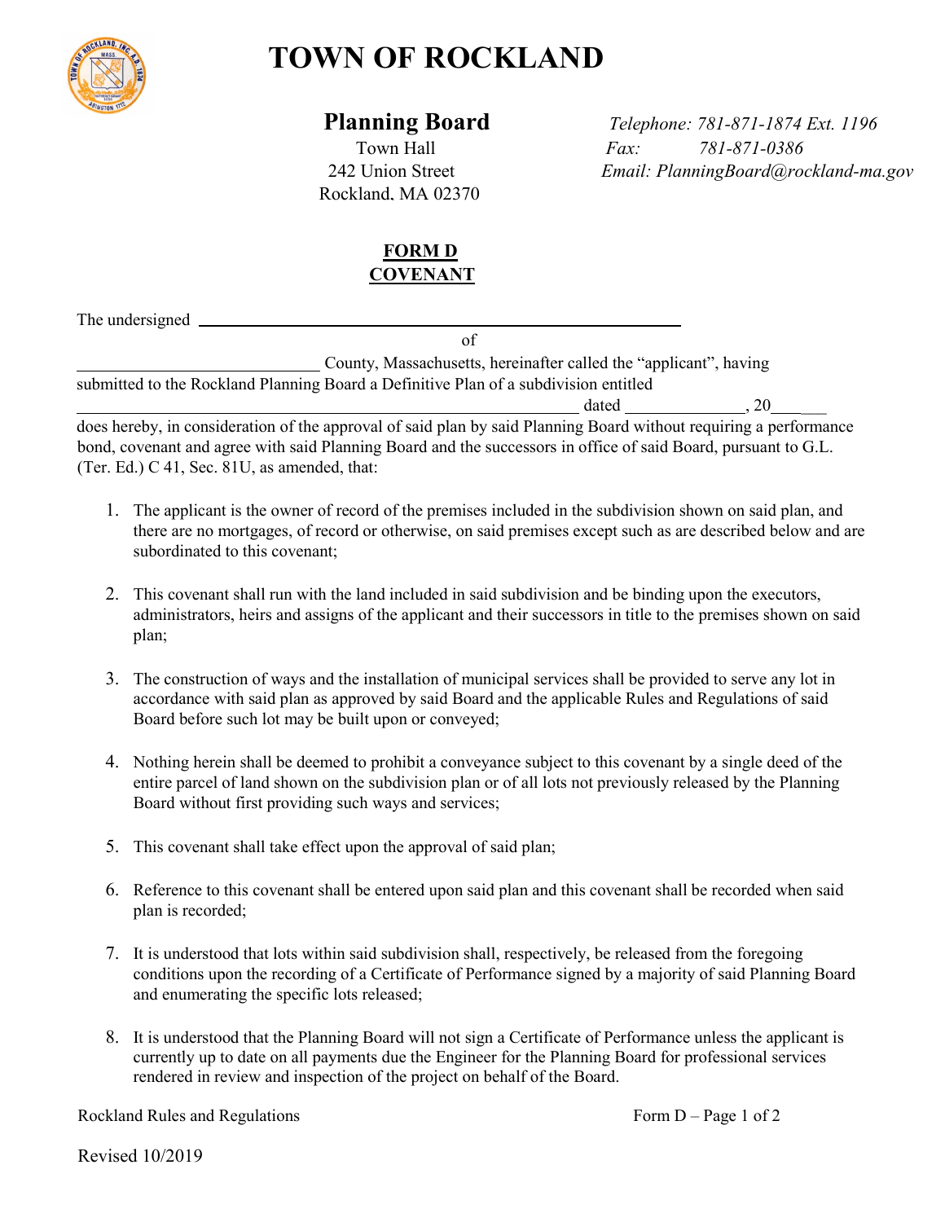# TOWN OF ROCKLAND

**Planning Board**
Town Hall
242 Union Street
Rockland, MA 02370

*Telephone: 781-871-1874 Ext. 1196*
*Fax: 781-871-0386*
*Email: PlanningBoard@rockland-ma.gov*

## FORM D
## COVENANT

The undersigned ______________________________________________________
of
____________________________ County, Massachusetts, hereinafter called the "applicant", having submitted to the Rockland Planning Board a Definitive Plan of a subdivision entitled
__________________________________________________________ dated ______________, 20______
does hereby, in consideration of the approval of said plan by said Planning Board without requiring a performance bond, covenant and agree with said Planning Board and the successors in office of said Board, pursuant to G.L. (Ter. Ed.) C 41, Sec. 81U, as amended, that:

1. The applicant is the owner of record of the premises included in the subdivision shown on said plan, and there are no mortgages, of record or otherwise, on said premises except such as are described below and are subordinated to this covenant;

2. This covenant shall run with the land included in said subdivision and be binding upon the executors, administrators, heirs and assigns of the applicant and their successors in title to the premises shown on said plan;

3. The construction of ways and the installation of municipal services shall be provided to serve any lot in accordance with said plan as approved by said Board and the applicable Rules and Regulations of said Board before such lot may be built upon or conveyed;

4. Nothing herein shall be deemed to prohibit a conveyance subject to this covenant by a single deed of the entire parcel of land shown on the subdivision plan or of all lots not previously released by the Planning Board without first providing such ways and services;

5. This covenant shall take effect upon the approval of said plan;

6. Reference to this covenant shall be entered upon said plan and this covenant shall be recorded when said plan is recorded;

7. It is understood that lots within said subdivision shall, respectively, be released from the foregoing conditions upon the recording of a Certificate of Performance signed by a majority of said Planning Board and enumerating the specific lots released;

8. It is understood that the Planning Board will not sign a Certificate of Performance unless the applicant is currently up to date on all payments due the Engineer for the Planning Board for professional services rendered in review and inspection of the project on behalf of the Board.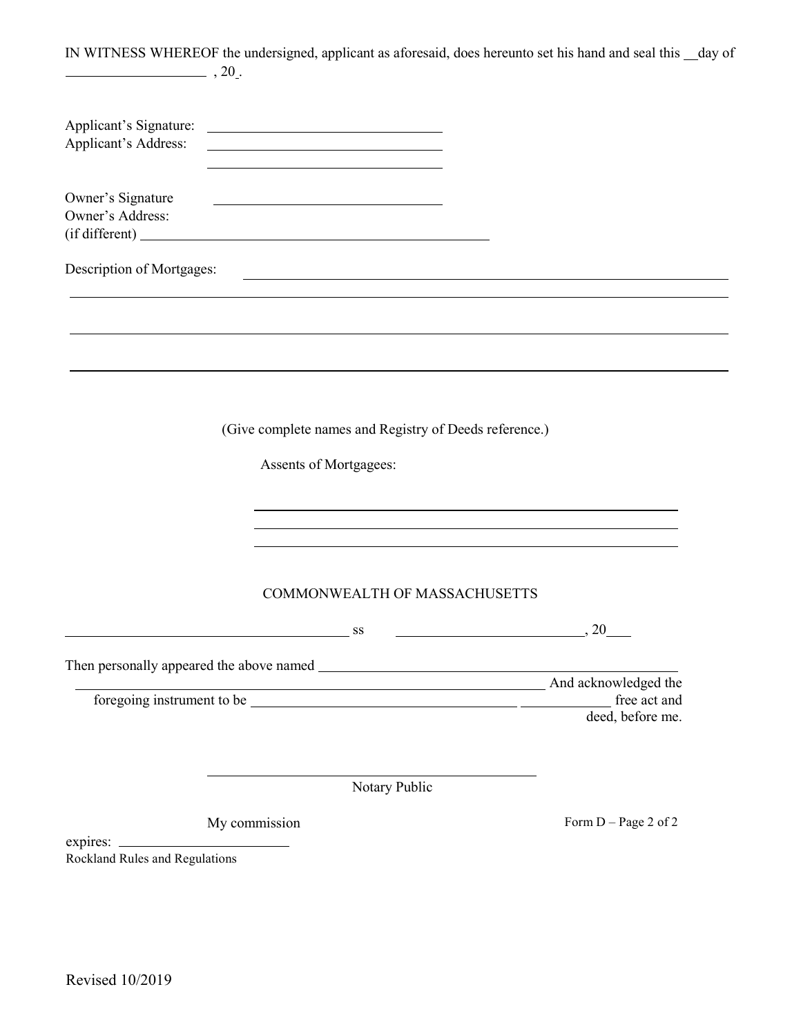IN WITNESS WHEREOF the undersigned, applicant as aforesaid, does hereunto set his hand and seal this __day of ____________________ , 20_.

Applicant's Signature: ________________________________

Applicant's Address: ________________________________

________________________________

Owner's Signature ________________________________

Owner's Address:

(if different) ________________________________________________

Description of Mortgages: ________________________________________________

________________________________________________________________

________________________________________________________________

________________________________________________________________

(Give complete names and Registry of Deeds reference.)

Assents of Mortgagees:

________________________________________________

________________________________________________

________________________________________________

COMMONWEALTH OF MASSACHUSETTS

________________________________ ss ________________________, 20___

Then personally appeared the above named ________________________________________________

________________________________________________ And acknowledged the foregoing instrument to be ________________________________ ____________ free act and deed, before me.

________________________________________

Notary Public

My commission expires: ______________________

Rockland Rules and Regulations

Form D – Page 2 of 2

Revised 10/2019